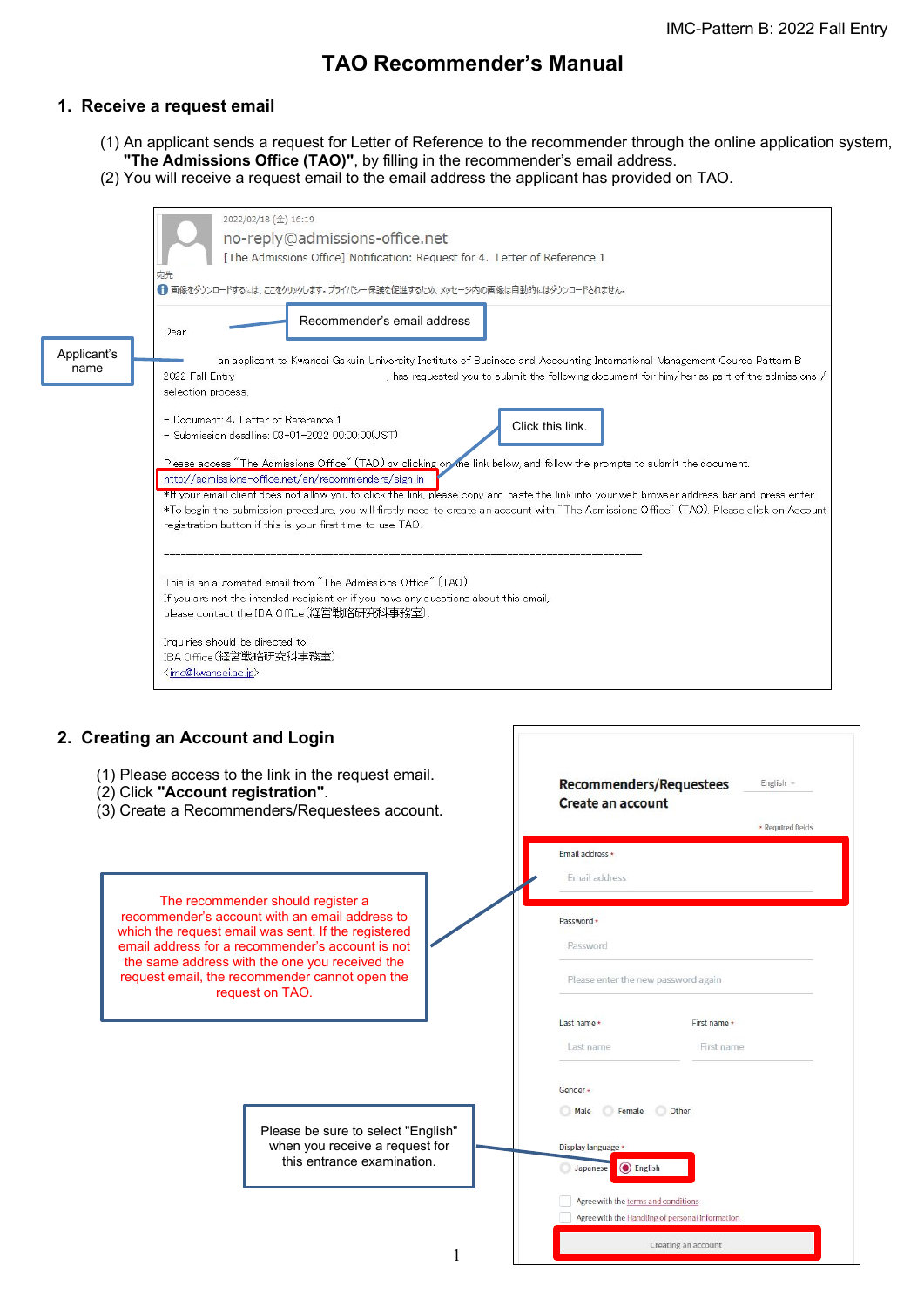IMC-Pattern B: 2022 Fall Entry

# TAO Recommender's Manual

## 1. Receive a request email

(1) An applicant sends a request for Letter of Reference to the recommender through the online application system, **"The Admissions Office (TAO)"**, by filling in the recommender's email address.
(2) You will receive a request email to the email address the applicant has provided on TAO.

2022/02/18 (金) 16:19
no-reply@admissions-office.net
[The Admissions Office] Notification: Request for 4. Letter of Reference 1
宛先
画像をダウンロードするには、ここをクリックします。プライバシー保護を促進するため、メッセージ内の画像は自動的にはダウンロードされません。

Recommender's email address

Dear

Applicant's name

an applicant to Kwansei Gakuin University Institute of Business and Accounting International Management Course Pattern B 2022 Fall Entry , has requested you to submit the following document for him/her as part of the admissions / selection process.

- Document: 4. Letter of Reference 1
- Submission deadline: 03-01-2022 00:00:00(JST)

Click this link.

Please access "The Admissions Office" (TAO) by clicking on the link below, and follow the prompts to submit the document.
http://admissions-office.net/en/recommenders/sign_in
*If your email client does not allow you to click the link, please copy and paste the link into your web browser address bar and press enter.
*To begin the submission procedure, you will firstly need to create an account with "The Admissions Office" (TAO). Please click on Account registration button if this is your first time to use TAO.

================================================================================

This is an automated email from "The Admissions Office" (TAO).
If you are not the intended recipient or if you have any questions about this email, please contact the IBA Office (経営戦略研究科事務室).

Inquiries should be directed to:
IBA Office (経営戦略研究科事務室)
<imc@kwansei.ac.jp>

## 2. Creating an Account and Login

(1) Please access to the link in the request email.
(2) Click **"Account registration"**.
(3) Create a Recommenders/Requestees account.

The recommender should register a recommender's account with an email address to which the request email was sent. If the registered email address for a recommender's account is not the same address with the one you received the request email, the recommender cannot open the request on TAO.

Please be sure to select "English" when you receive a request for this entrance examination.

Recommenders/Requestees
Create an account
English

\* Required fields

Email address \*
Email address

Password \*
Password
Please enter the new password again

Last name \* / First name \*
Last name / First name

Gender \*
Male / Female / Other

Display language \*
Japanese / English

Agree with the terms and conditions
Agree with the Handling of personal information

Creating an account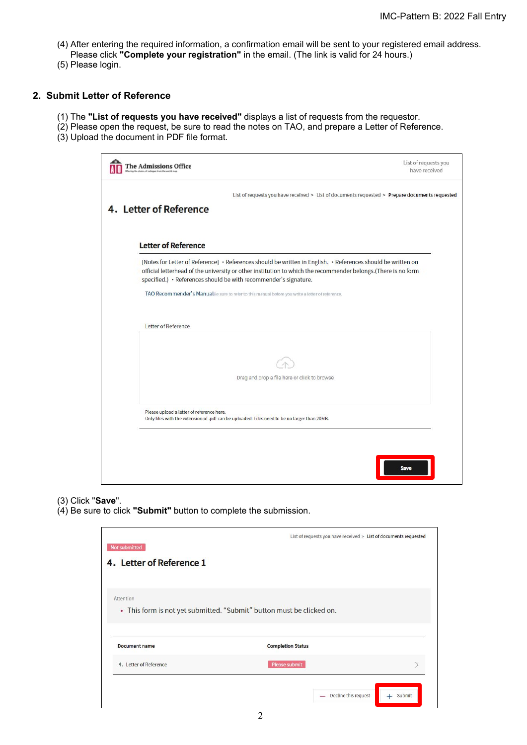(4) After entering the required information, a confirmation email will be sent to your registered email address. Please click **"Complete your registration"** in the email. (The link is valid for 24 hours.)
(5) Please login.

## 2. Submit Letter of Reference

(1) The **"List of requests you have received"** displays a list of requests from the requestor.
(2) Please open the request, be sure to read the notes on TAO, and prepare a Letter of Reference.
(3) Upload the document in PDF file format.

The Admissions Office

List of requests you have received

List of requests you have received > List of documents requested > Prepare documents requested

### 4. Letter of Reference

**Letter of Reference**

[Notes for Letter of Reference] ・References should be written in English. ・References should be written on official letterhead of the university or other institution to which the recommender belongs.(There is no form specified.) ・References should be with recommender's signature.

TAO Recommender's Manual Be sure to refer to this manual before you write a letter of reference.

Letter of Reference

Drag and drop a file here or click to browse

Please upload a letter of reference here.
Only files with the extension of .pdf can be uploaded. Files need to be no larger than 20MB.

Save

(3) Click "**Save**".
(4) Be sure to click **"Submit"** button to complete the submission.

List of requests you have received > List of documents requested

Not submitted

### 4. Letter of Reference 1

Attention

- This form is not yet submitted. "Submit" button must be clicked on.

| Document name | Completion Status |
| --- | --- |
| 4. Letter of Reference | Please submit |

Decline this request | Submit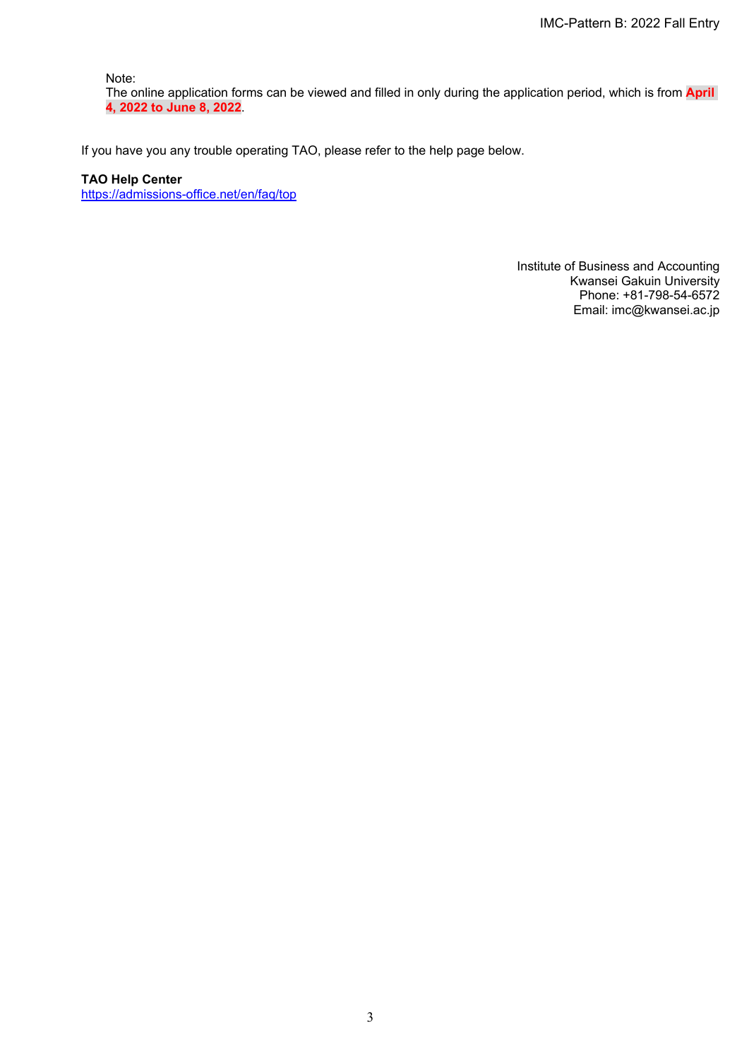Note:
The online application forms can be viewed and filled in only during the application period, which is from **April 4, 2022 to June 8, 2022**.

If you have you any trouble operating TAO, please refer to the help page below.

**TAO Help Center**
https://admissions-office.net/en/faq/top

Institute of Business and Accounting
Kwansei Gakuin University
Phone: +81-798-54-6572
Email: imc@kwansei.ac.jp